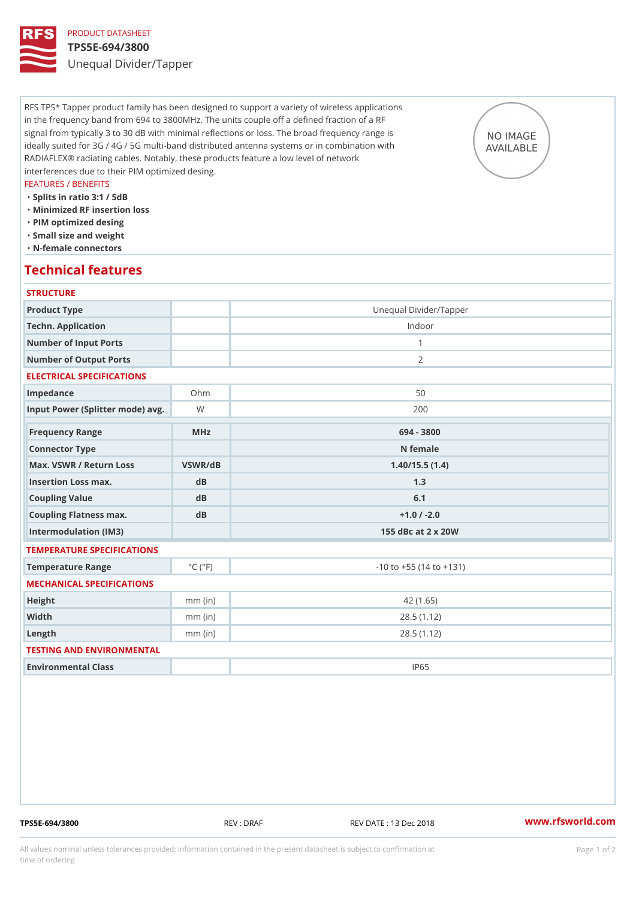PRODUCT DATASHEET

# TPS5E-694/3800

## Unequal Divider/Tapper

RFS TPS* Tapper product family has been designed to support a variety of wireless applications in the frequency band from 694 to 3800MHz. The units couple off a defined fraction of a RF signal from typically 3 to 30 dB with minimal reflections or loss. The broad frequency range is ideally suited for 3G / 4G / 5G multi-band distributed antenna systems or in combination with RADIAFLEX® radiating cables. Notably, these products feature a low level of network interferences due to their PIM optimized desing.

NO IMAGE AVAILABLE

FEATURES / BENEFITS

- Splits in ratio 3:1 / 5dB
- Minimized RF insertion loss
- PIM optimized desing
- Small size and weight
- N-female connectors

## Technical features

### STRUCTURE

| | | |
|---|---|---|
| Product Type | | Unequal Divider/Tapper |
| Techn. Application | | Indoor |
| Number of Input Ports | | 1 |
| Number of Output Ports | | 2 |

### ELECTRICAL SPECIFICATIONS

| | | |
|---|---|---|
| Impedance | Ohm | 50 |
| Input Power (Splitter mode) avg. | W | 200 |
| **Frequency Range** | **MHz** | **694 - 3800** |
| **Connector Type** | | **N female** |
| **Max. VSWR / Return Loss** | **VSWR/dB** | **1.40/15.5 (1.4)** |
| **Insertion Loss max.** | **dB** | **1.3** |
| **Coupling Value** | **dB** | **6.1** |
| **Coupling Flatness max.** | **dB** | **+1.0 / -2.0** |
| **Intermodulation (IM3)** | | **155 dBc at 2 x 20W** |

### TEMPERATURE SPECIFICATIONS

| | | |
|---|---|---|
| Temperature Range | °C (°F) | -10 to +55 (14 to +131) |

### MECHANICAL SPECIFICATIONS

| | | |
|---|---|---|
| Height | mm (in) | 42 (1.65) |
| Width | mm (in) | 28.5 (1.12) |
| Length | mm (in) | 28.5 (1.12) |

### TESTING AND ENVIRONMENTAL

| | | |
|---|---|---|
| Environmental Class | | IP65 |

TPS5E-694/3800 REV : DRAF REV DATE : 13 Dec 2018 www.rfsworld.com

All values nominal unless tolerances provided; information contained in the present datasheet is subject to confirmation at time of ordering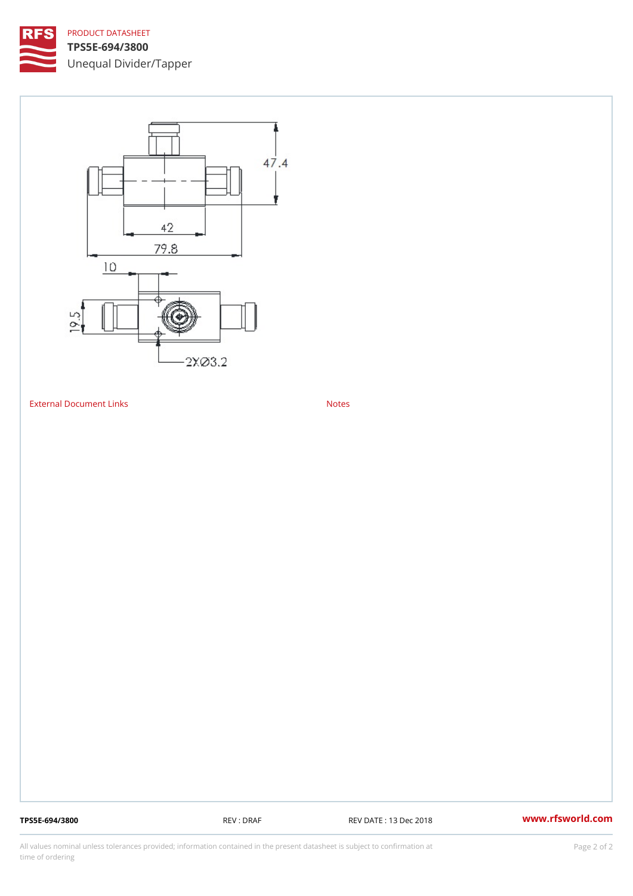PRODUCT DATASHEET

# TPS5E-694/3800

Unequal Divider/Tapper

47.4

42

79.8

10

19.5

2XØ3.2

External Document Links

Notes

TPS5E-694/3800 REV : DRAF REV DATE : 13 Dec 2018 www.rfsworld.com

All values nominal unless tolerances provided; information contained in the present datasheet is subject to confirmation at time of ordering